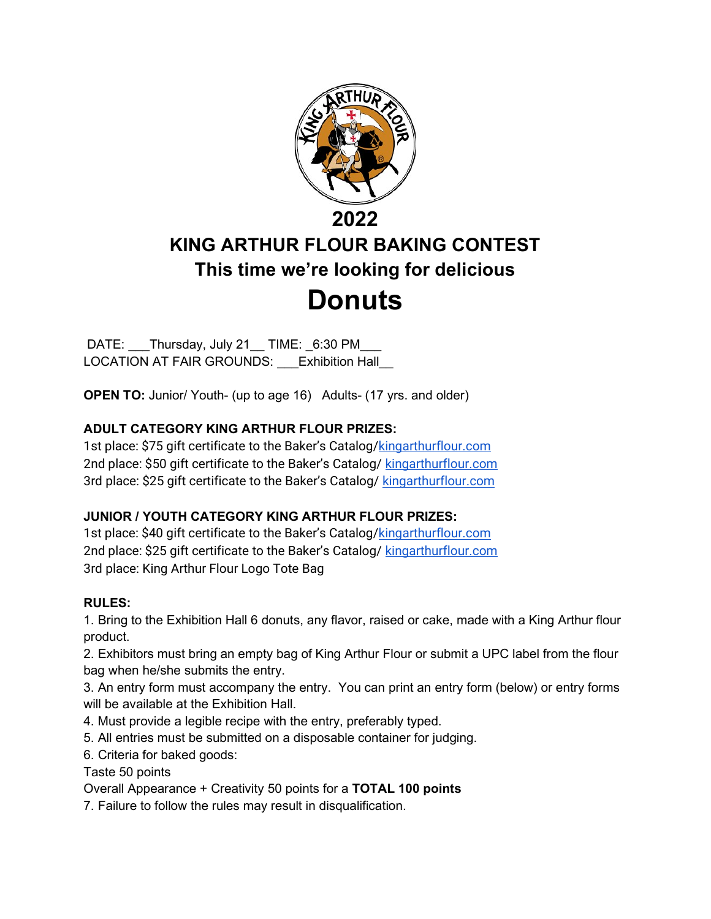# 2022

# KING ARTHUR FLOUR BAKING CONTEST

## This time we're looking for delicious

# Donuts

DATE: ___Thursday, July 21__ TIME: _6:30 PM___
LOCATION AT FAIR GROUNDS: ___Exhibition Hall__

**OPEN TO:** Junior/ Youth- (up to age 16)   Adults- (17 yrs. and older)

**ADULT CATEGORY KING ARTHUR FLOUR PRIZES:**
1st place: $75 gift certificate to the Baker's Catalog/kingarthurflour.com
2nd place: $50 gift certificate to the Baker's Catalog/ kingarthurflour.com
3rd place: $25 gift certificate to the Baker's Catalog/ kingarthurflour.com

**JUNIOR / YOUTH CATEGORY KING ARTHUR FLOUR PRIZES:**
1st place: $40 gift certificate to the Baker's Catalog/kingarthurflour.com
2nd place: $25 gift certificate to the Baker's Catalog/ kingarthurflour.com
3rd place: King Arthur Flour Logo Tote Bag

**RULES:**
1. Bring to the Exhibition Hall 6 donuts, any flavor, raised or cake, made with a King Arthur flour product.
2. Exhibitors must bring an empty bag of King Arthur Flour or submit a UPC label from the flour bag when he/she submits the entry.
3. An entry form must accompany the entry. You can print an entry form (below) or entry forms will be available at the Exhibition Hall.
4. Must provide a legible recipe with the entry, preferably typed.
5. All entries must be submitted on a disposable container for judging.
6. Criteria for baked goods:
Taste 50 points
Overall Appearance + Creativity 50 points for a **TOTAL 100 points**
7. Failure to follow the rules may result in disqualification.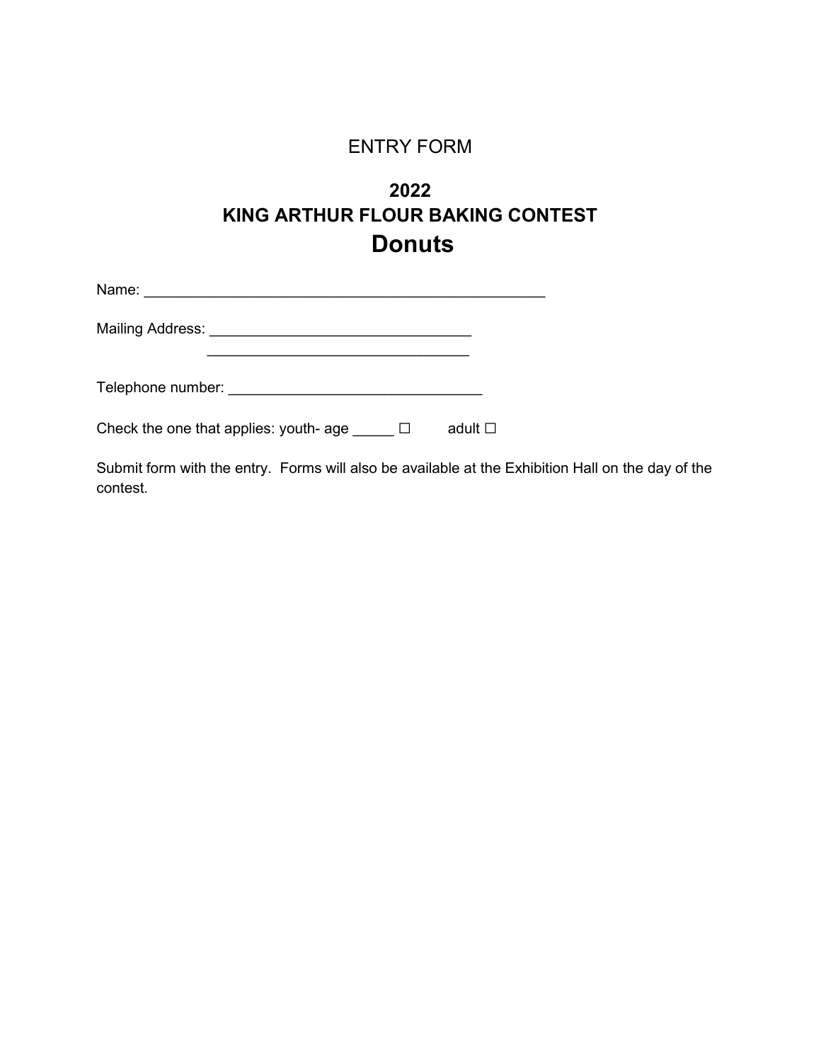ENTRY FORM

# 2022
# KING ARTHUR FLOUR BAKING CONTEST
# Donuts

Name: ___________________________________________________

Mailing Address: ________________________________
________________________________

Telephone number: _______________________________

Check the one that applies: youth- age _____ ☐ adult ☐

Submit form with the entry. Forms will also be available at the Exhibition Hall on the day of the contest.